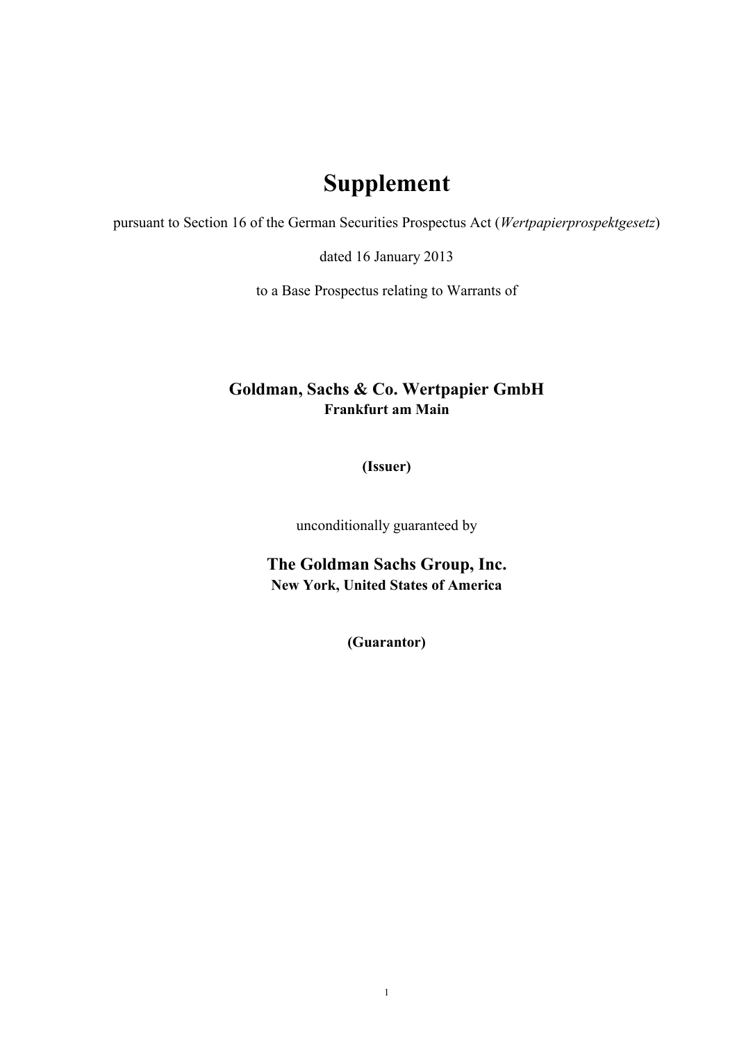# Supplement

pursuant to Section 16 of the German Securities Prospectus Act (*Wertpapierprospektgesetz*)

dated 16 January 2013

to a Base Prospectus relating to Warrants of

## Goldman, Sachs & Co. Wertpapier GmbH

**Frankfurt am Main**

**(Issuer)**

unconditionally guaranteed by

## The Goldman Sachs Group, Inc.

**New York, United States of America**

**(Guarantor)**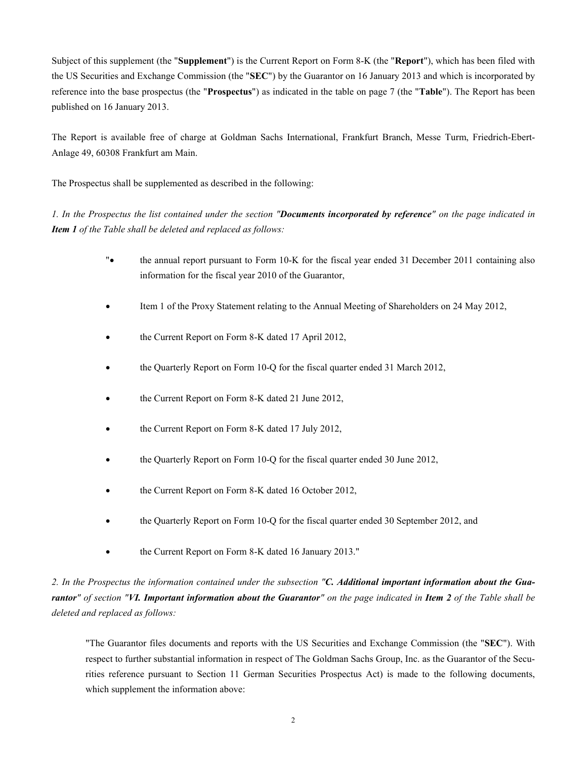Subject of this supplement (the "**Supplement**") is the Current Report on Form 8-K (the "**Report**"), which has been filed with the US Securities and Exchange Commission (the "**SEC**") by the Guarantor on 16 January 2013 and which is incorporated by reference into the base prospectus (the "**Prospectus**") as indicated in the table on page 7 (the "**Table**"). The Report has been published on 16 January 2013.

The Report is available free of charge at Goldman Sachs International, Frankfurt Branch, Messe Turm, Friedrich-Ebert-Anlage 49, 60308 Frankfurt am Main.

The Prospectus shall be supplemented as described in the following:

*1. In the Prospectus the list contained under the section "**Documents incorporated by reference**" on the page indicated in **Item 1** of the Table shall be deleted and replaced as follows:*

"• the annual report pursuant to Form 10-K for the fiscal year ended 31 December 2011 containing also information for the fiscal year 2010 of the Guarantor,

- Item 1 of the Proxy Statement relating to the Annual Meeting of Shareholders on 24 May 2012,
- the Current Report on Form 8-K dated 17 April 2012,
- the Quarterly Report on Form 10-Q for the fiscal quarter ended 31 March 2012,
- the Current Report on Form 8-K dated 21 June 2012,
- the Current Report on Form 8-K dated 17 July 2012,
- the Quarterly Report on Form 10-Q for the fiscal quarter ended 30 June 2012,
- the Current Report on Form 8-K dated 16 October 2012,
- the Quarterly Report on Form 10-Q for the fiscal quarter ended 30 September 2012, and
- the Current Report on Form 8-K dated 16 January 2013."

*2. In the Prospectus the information contained under the subsection "**C. Additional important information about the Guarantor**" of section "**VI. Important information about the Guarantor**" on the page indicated in **Item 2** of the Table shall be deleted and replaced as follows:*

"The Guarantor files documents and reports with the US Securities and Exchange Commission (the "**SEC**"). With respect to further substantial information in respect of The Goldman Sachs Group, Inc. as the Guarantor of the Securities reference pursuant to Section 11 German Securities Prospectus Act) is made to the following documents, which supplement the information above: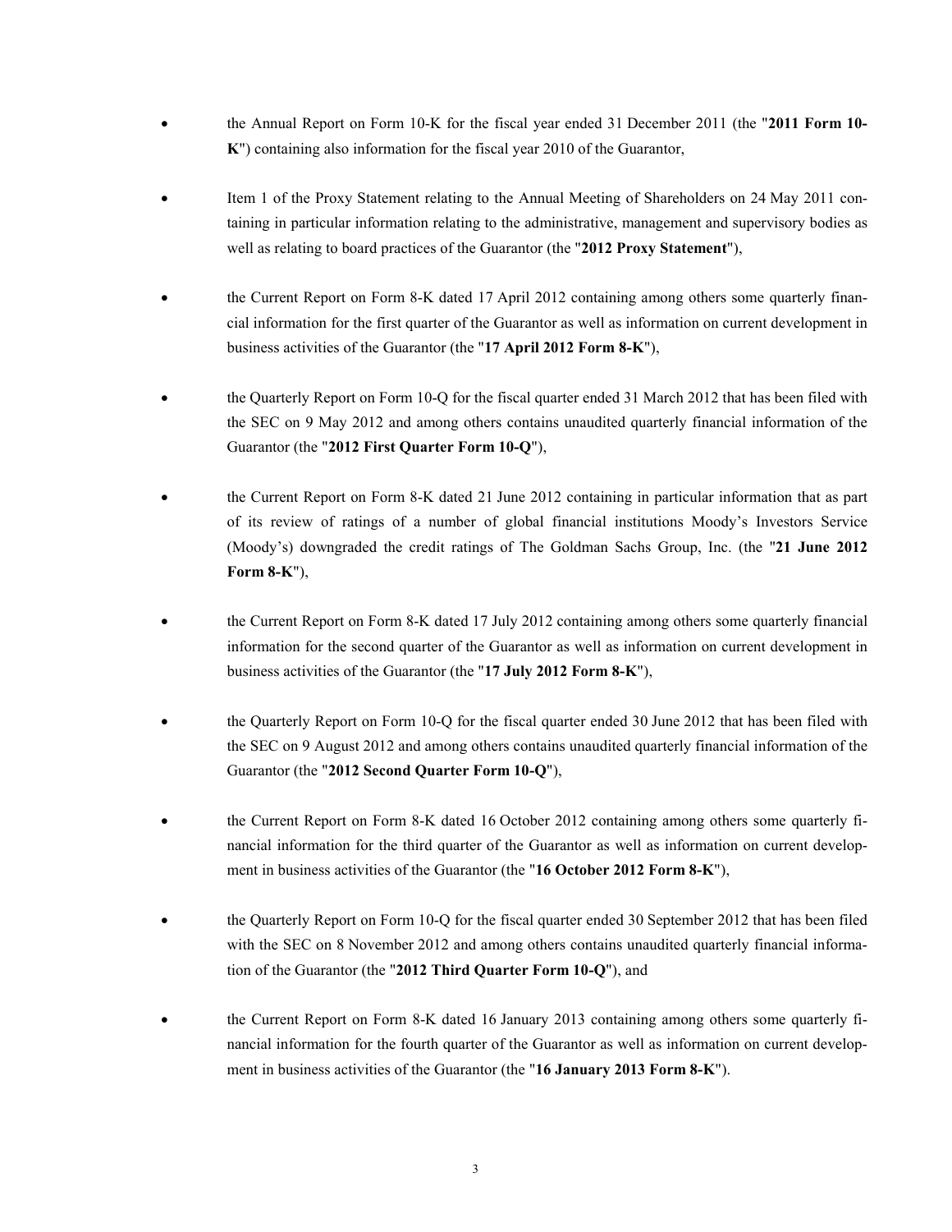- the Annual Report on Form 10-K for the fiscal year ended 31 December 2011 (the "**2011 Form 10-K**") containing also information for the fiscal year 2010 of the Guarantor,

- Item 1 of the Proxy Statement relating to the Annual Meeting of Shareholders on 24 May 2011 containing in particular information relating to the administrative, management and supervisory bodies as well as relating to board practices of the Guarantor (the "**2012 Proxy Statement**"),

- the Current Report on Form 8-K dated 17 April 2012 containing among others some quarterly financial information for the first quarter of the Guarantor as well as information on current development in business activities of the Guarantor (the "**17 April 2012 Form 8-K**"),

- the Quarterly Report on Form 10-Q for the fiscal quarter ended 31 March 2012 that has been filed with the SEC on 9 May 2012 and among others contains unaudited quarterly financial information of the Guarantor (the "**2012 First Quarter Form 10-Q**"),

- the Current Report on Form 8-K dated 21 June 2012 containing in particular information that as part of its review of ratings of a number of global financial institutions Moody's Investors Service (Moody's) downgraded the credit ratings of The Goldman Sachs Group, Inc. (the "**21 June 2012 Form 8-K**"),

- the Current Report on Form 8-K dated 17 July 2012 containing among others some quarterly financial information for the second quarter of the Guarantor as well as information on current development in business activities of the Guarantor (the "**17 July 2012 Form 8-K**"),

- the Quarterly Report on Form 10-Q for the fiscal quarter ended 30 June 2012 that has been filed with the SEC on 9 August 2012 and among others contains unaudited quarterly financial information of the Guarantor (the "**2012 Second Quarter Form 10-Q**"),

- the Current Report on Form 8-K dated 16 October 2012 containing among others some quarterly financial information for the third quarter of the Guarantor as well as information on current development in business activities of the Guarantor (the "**16 October 2012 Form 8-K**"),

- the Quarterly Report on Form 10-Q for the fiscal quarter ended 30 September 2012 that has been filed with the SEC on 8 November 2012 and among others contains unaudited quarterly financial information of the Guarantor (the "**2012 Third Quarter Form 10-Q**"), and

- the Current Report on Form 8-K dated 16 January 2013 containing among others some quarterly financial information for the fourth quarter of the Guarantor as well as information on current development in business activities of the Guarantor (the "**16 January 2013 Form 8-K**").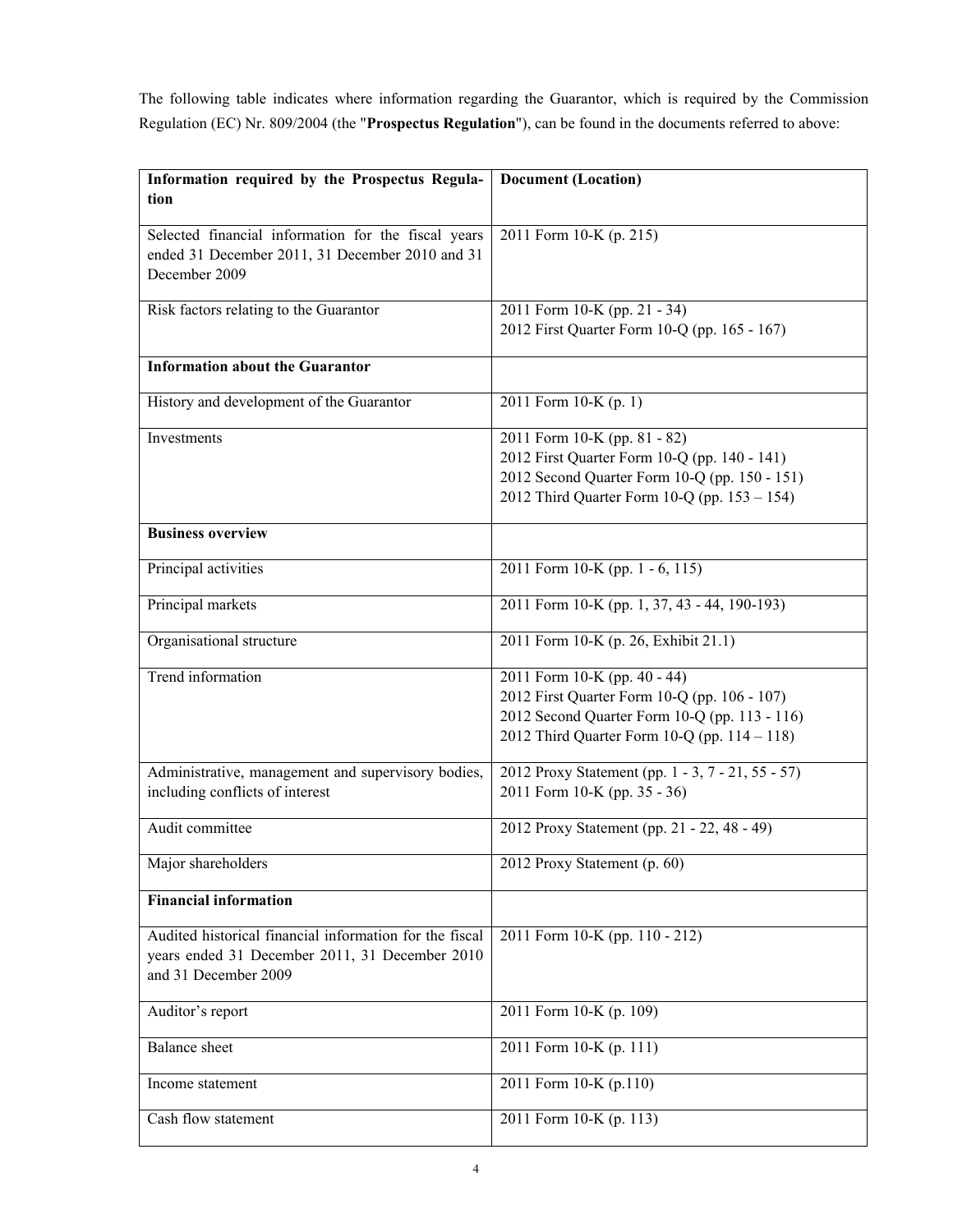The following table indicates where information regarding the Guarantor, which is required by the Commission Regulation (EC) Nr. 809/2004 (the "**Prospectus Regulation**"), can be found in the documents referred to above:

| **Information required by the Prospectus Regulation** | **Document (Location)** |
|---|---|
| Selected financial information for the fiscal years ended 31 December 2011, 31 December 2010 and 31 December 2009 | 2011 Form 10-K (p. 215) |
| Risk factors relating to the Guarantor | 2011 Form 10-K (pp. 21 - 34)<br>2012 First Quarter Form 10-Q (pp. 165 - 167) |
| **Information about the Guarantor** | |
| History and development of the Guarantor | 2011 Form 10-K (p. 1) |
| Investments | 2011 Form 10-K (pp. 81 - 82)<br>2012 First Quarter Form 10-Q (pp. 140 - 141)<br>2012 Second Quarter Form 10-Q (pp. 150 - 151)<br>2012 Third Quarter Form 10-Q (pp. 153 – 154) |
| **Business overview** | |
| Principal activities | 2011 Form 10-K (pp. 1 - 6, 115) |
| Principal markets | 2011 Form 10-K (pp. 1, 37, 43 - 44, 190-193) |
| Organisational structure | 2011 Form 10-K (p. 26, Exhibit 21.1) |
| Trend information | 2011 Form 10-K (pp. 40 - 44)<br>2012 First Quarter Form 10-Q (pp. 106 - 107)<br>2012 Second Quarter Form 10-Q (pp. 113 - 116)<br>2012 Third Quarter Form 10-Q (pp. 114 – 118) |
| Administrative, management and supervisory bodies, including conflicts of interest | 2012 Proxy Statement (pp. 1 - 3, 7 - 21, 55 - 57)<br>2011 Form 10-K (pp. 35 - 36) |
| Audit committee | 2012 Proxy Statement (pp. 21 - 22, 48 - 49) |
| Major shareholders | 2012 Proxy Statement (p. 60) |
| **Financial information** | |
| Audited historical financial information for the fiscal years ended 31 December 2011, 31 December 2010 and 31 December 2009 | 2011 Form 10-K (pp. 110 - 212) |
| Auditor's report | 2011 Form 10-K (p. 109) |
| Balance sheet | 2011 Form 10-K (p. 111) |
| Income statement | 2011 Form 10-K (p.110) |
| Cash flow statement | 2011 Form 10-K (p. 113) |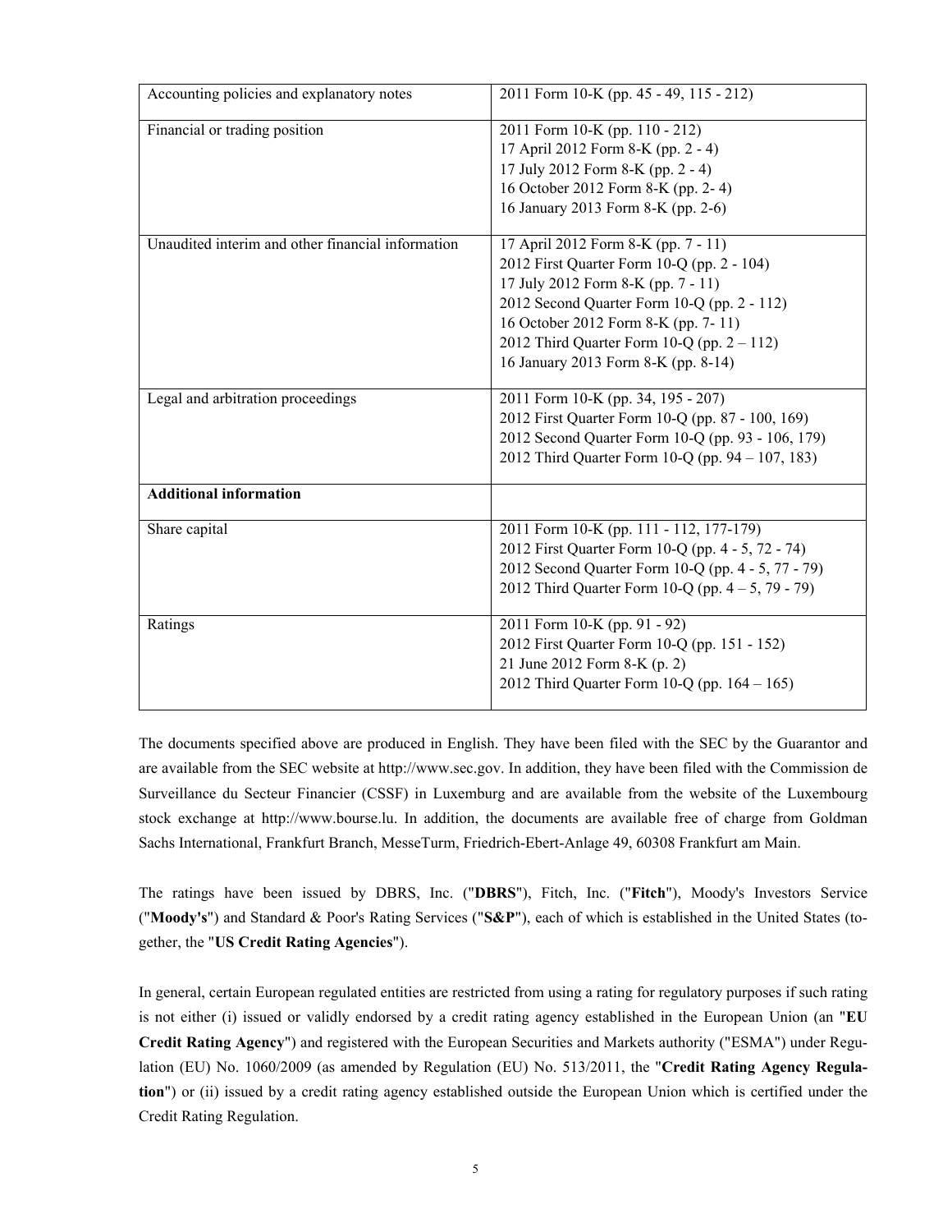| | |
|---|---|
| Accounting policies and explanatory notes | 2011 Form 10-K (pp. 45 - 49, 115 - 212) |
| Financial or trading position | 2011 Form 10-K (pp. 110 - 212)<br>17 April 2012 Form 8-K (pp. 2 - 4)<br>17 July 2012 Form 8-K (pp. 2 - 4)<br>16 October 2012 Form 8-K (pp. 2- 4)<br>16 January 2013 Form 8-K (pp. 2-6) |
| Unaudited interim and other financial information | 17 April 2012 Form 8-K (pp. 7 - 11)<br>2012 First Quarter Form 10-Q (pp. 2 - 104)<br>17 July 2012 Form 8-K (pp. 7 - 11)<br>2012 Second Quarter Form 10-Q (pp. 2 - 112)<br>16 October 2012 Form 8-K (pp. 7- 11)<br>2012 Third Quarter Form 10-Q (pp. 2 – 112)<br>16 January 2013 Form 8-K (pp. 8-14) |
| Legal and arbitration proceedings | 2011 Form 10-K (pp. 34, 195 - 207)<br>2012 First Quarter Form 10-Q (pp. 87 - 100, 169)<br>2012 Second Quarter Form 10-Q (pp. 93 - 106, 179)<br>2012 Third Quarter Form 10-Q (pp. 94 – 107, 183) |
| **Additional information** | |
| Share capital | 2011 Form 10-K (pp. 111 - 112, 177-179)<br>2012 First Quarter Form 10-Q (pp. 4 - 5, 72 - 74)<br>2012 Second Quarter Form 10-Q (pp. 4 - 5, 77 - 79)<br>2012 Third Quarter Form 10-Q (pp. 4 – 5, 79 - 79) |
| Ratings | 2011 Form 10-K (pp. 91 - 92)<br>2012 First Quarter Form 10-Q (pp. 151 - 152)<br>21 June 2012 Form 8-K (p. 2)<br>2012 Third Quarter Form 10-Q (pp. 164 – 165) |

The documents specified above are produced in English. They have been filed with the SEC by the Guarantor and are available from the SEC website at http://www.sec.gov. In addition, they have been filed with the Commission de Surveillance du Secteur Financier (CSSF) in Luxemburg and are available from the website of the Luxembourg stock exchange at http://www.bourse.lu. In addition, the documents are available free of charge from Goldman Sachs International, Frankfurt Branch, MesseTurm, Friedrich-Ebert-Anlage 49, 60308 Frankfurt am Main.

The ratings have been issued by DBRS, Inc. ("**DBRS**"), Fitch, Inc. ("**Fitch**"), Moody's Investors Service ("**Moody's**") and Standard & Poor's Rating Services ("**S&P**"), each of which is established in the United States (together, the "**US Credit Rating Agencies**").

In general, certain European regulated entities are restricted from using a rating for regulatory purposes if such rating is not either (i) issued or validly endorsed by a credit rating agency established in the European Union (an "**EU Credit Rating Agency**") and registered with the European Securities and Markets authority ("ESMA") under Regulation (EU) No. 1060/2009 (as amended by Regulation (EU) No. 513/2011, the "**Credit Rating Agency Regulation**") or (ii) issued by a credit rating agency established outside the European Union which is certified under the Credit Rating Regulation.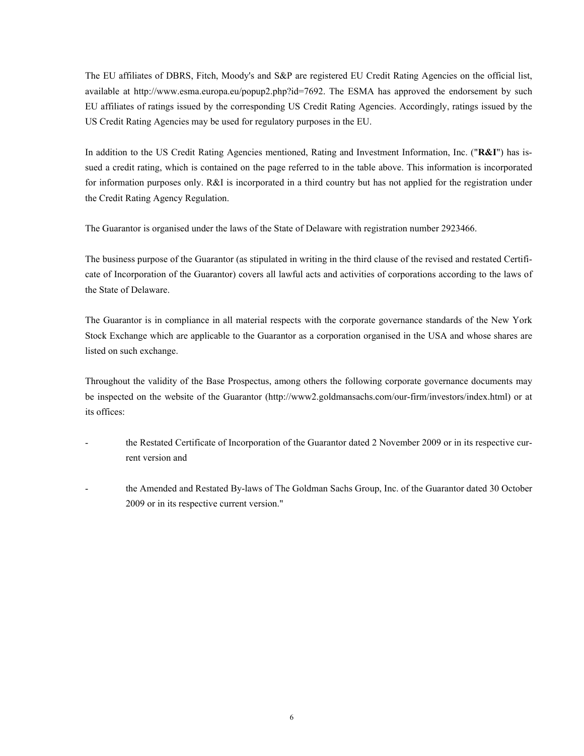The EU affiliates of DBRS, Fitch, Moody's and S&P are registered EU Credit Rating Agencies on the official list, available at http://www.esma.europa.eu/popup2.php?id=7692. The ESMA has approved the endorsement by such EU affiliates of ratings issued by the corresponding US Credit Rating Agencies. Accordingly, ratings issued by the US Credit Rating Agencies may be used for regulatory purposes in the EU.

In addition to the US Credit Rating Agencies mentioned, Rating and Investment Information, Inc. ("**R&I**") has issued a credit rating, which is contained on the page referred to in the table above. This information is incorporated for information purposes only. R&I is incorporated in a third country but has not applied for the registration under the Credit Rating Agency Regulation.

The Guarantor is organised under the laws of the State of Delaware with registration number 2923466.

The business purpose of the Guarantor (as stipulated in writing in the third clause of the revised and restated Certificate of Incorporation of the Guarantor) covers all lawful acts and activities of corporations according to the laws of the State of Delaware.

The Guarantor is in compliance in all material respects with the corporate governance standards of the New York Stock Exchange which are applicable to the Guarantor as a corporation organised in the USA and whose shares are listed on such exchange.

Throughout the validity of the Base Prospectus, among others the following corporate governance documents may be inspected on the website of the Guarantor (http://www2.goldmansachs.com/our-firm/investors/index.html) or at its offices:

- the Restated Certificate of Incorporation of the Guarantor dated 2 November 2009 or in its respective current version and

- the Amended and Restated By-laws of The Goldman Sachs Group, Inc. of the Guarantor dated 30 October 2009 or in its respective current version."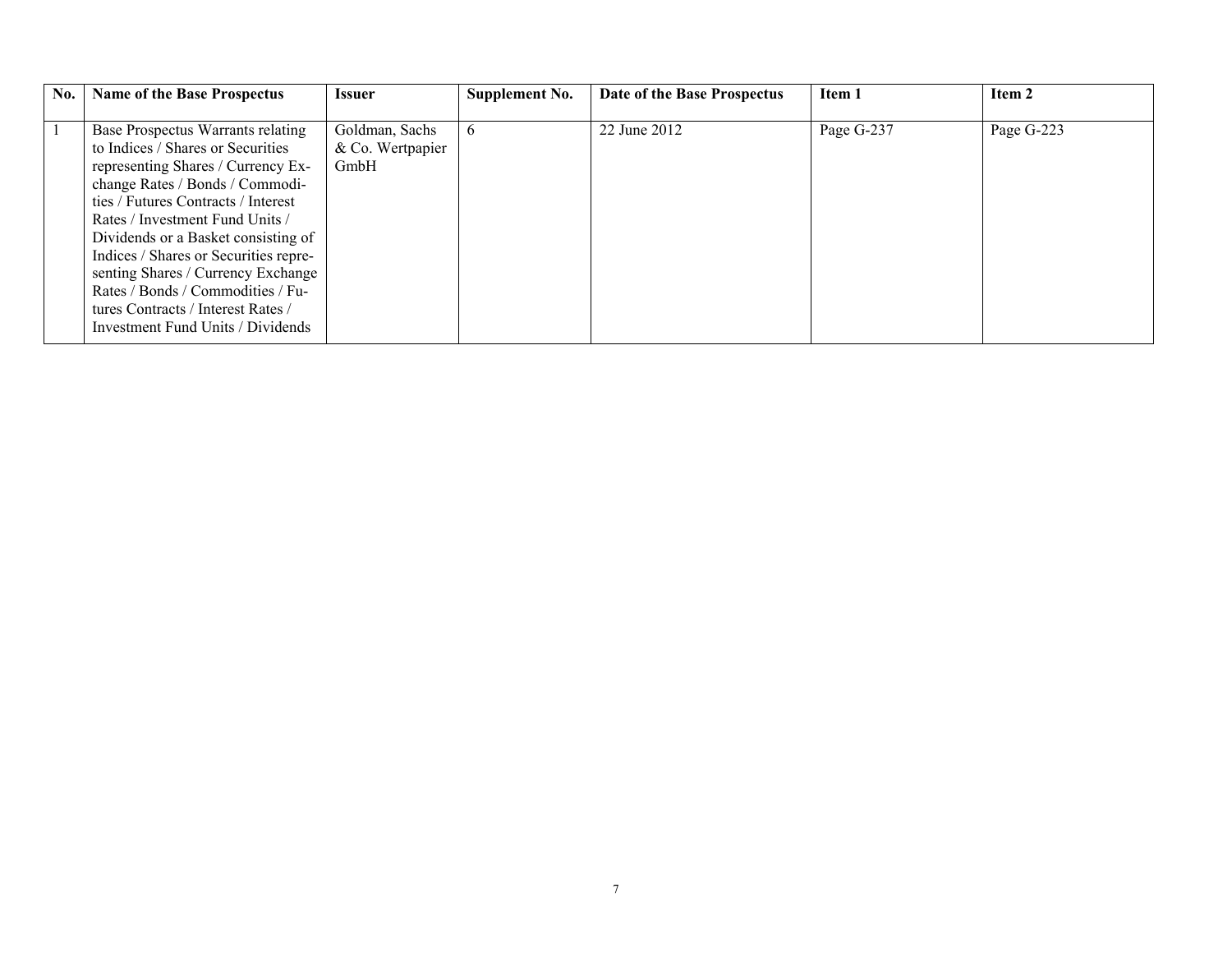| No. | Name of the Base Prospectus | Issuer | Supplement No. | Date of the Base Prospectus | Item 1 | Item 2 |
|---|---|---|---|---|---|---|
| 1 | Base Prospectus Warrants relating to Indices / Shares or Securities representing Shares / Currency Exchange Rates / Bonds / Commodities / Futures Contracts / Interest Rates / Investment Fund Units / Dividends or a Basket consisting of Indices / Shares or Securities representing Shares / Currency Exchange Rates / Bonds / Commodities / Futures Contracts / Interest Rates / Investment Fund Units / Dividends | Goldman, Sachs & Co. Wertpapier GmbH | 6 | 22 June 2012 | Page G-237 | Page G-223 |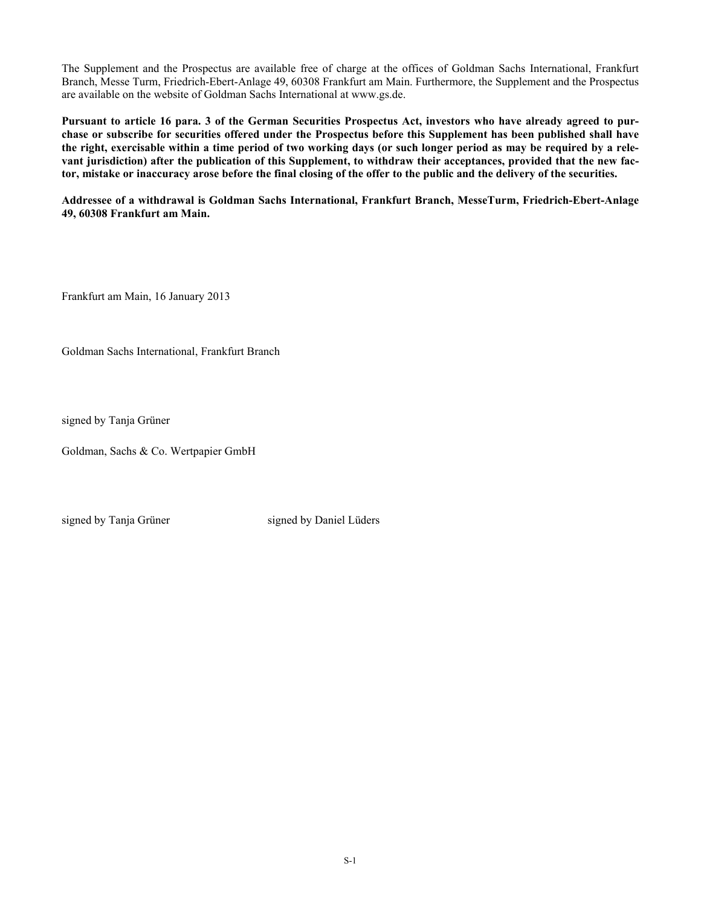The Supplement and the Prospectus are available free of charge at the offices of Goldman Sachs International, Frankfurt Branch, Messe Turm, Friedrich-Ebert-Anlage 49, 60308 Frankfurt am Main. Furthermore, the Supplement and the Prospectus are available on the website of Goldman Sachs International at www.gs.de.

**Pursuant to article 16 para. 3 of the German Securities Prospectus Act, investors who have already agreed to purchase or subscribe for securities offered under the Prospectus before this Supplement has been published shall have the right, exercisable within a time period of two working days (or such longer period as may be required by a relevant jurisdiction) after the publication of this Supplement, to withdraw their acceptances, provided that the new factor, mistake or inaccuracy arose before the final closing of the offer to the public and the delivery of the securities.**

**Addressee of a withdrawal is Goldman Sachs International, Frankfurt Branch, MesseTurm, Friedrich-Ebert-Anlage 49, 60308 Frankfurt am Main.**

Frankfurt am Main, 16 January 2013

Goldman Sachs International, Frankfurt Branch

signed by Tanja Grüner

Goldman, Sachs & Co. Wertpapier GmbH

signed by Tanja Grüner

signed by Daniel Lüders